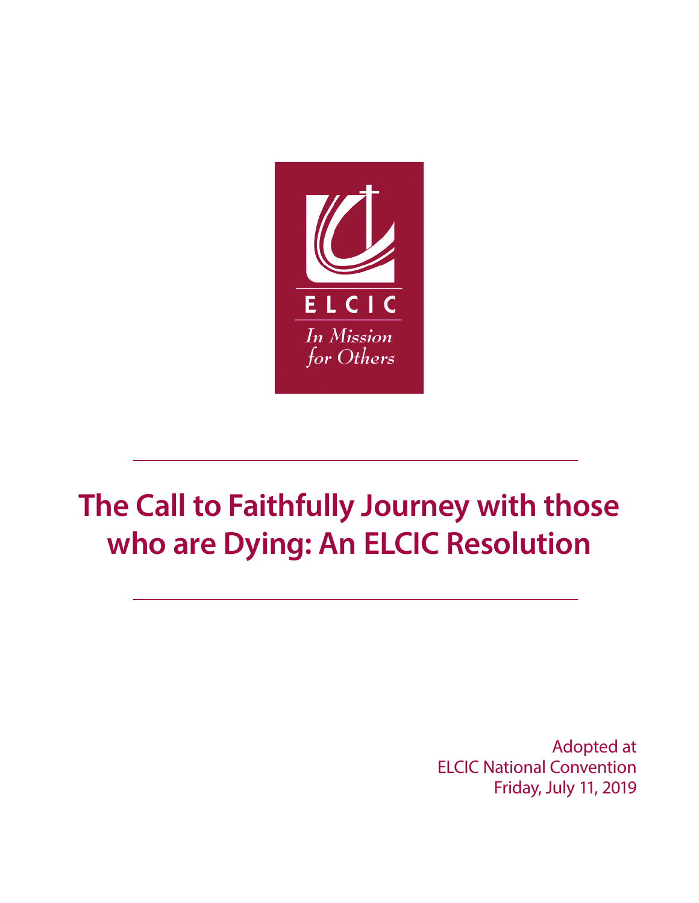ELCIC

*In Mission for Others*

# The Call to Faithfully Journey with those who are Dying: An ELCIC Resolution

Adopted at
ELCIC National Convention
Friday, July 11, 2019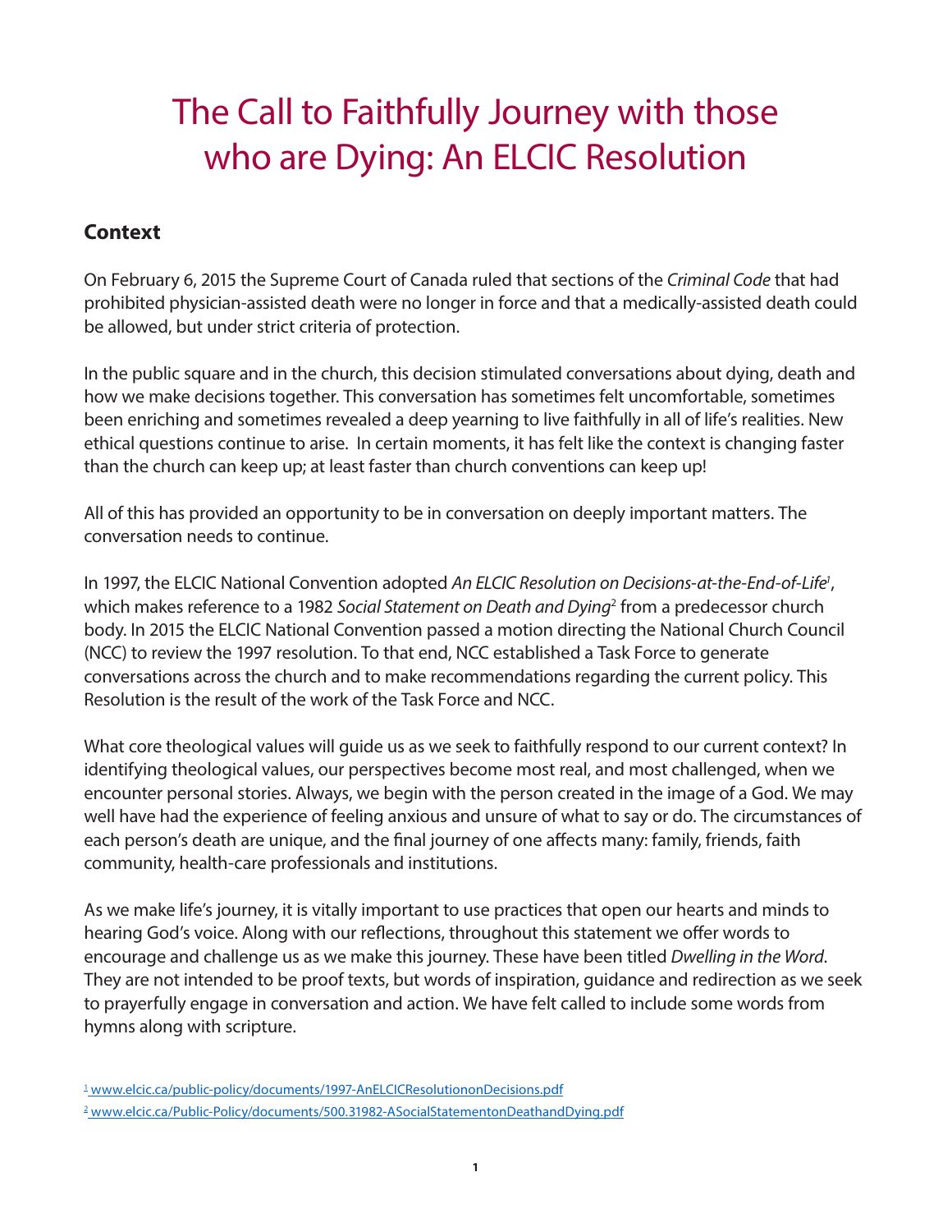# The Call to Faithfully Journey with those who are Dying: An ELCIC Resolution

## Context

On February 6, 2015 the Supreme Court of Canada ruled that sections of the *Criminal Code* that had prohibited physician-assisted death were no longer in force and that a medically-assisted death could be allowed, but under strict criteria of protection.

In the public square and in the church, this decision stimulated conversations about dying, death and how we make decisions together. This conversation has sometimes felt uncomfortable, sometimes been enriching and sometimes revealed a deep yearning to live faithfully in all of life's realities. New ethical questions continue to arise. In certain moments, it has felt like the context is changing faster than the church can keep up; at least faster than church conventions can keep up!

All of this has provided an opportunity to be in conversation on deeply important matters. The conversation needs to continue.

In 1997, the ELCIC National Convention adopted *An ELCIC Resolution on Decisions-at-the-End-of-Life*[1], which makes reference to a 1982 *Social Statement on Death and Dying*[2] from a predecessor church body. In 2015 the ELCIC National Convention passed a motion directing the National Church Council (NCC) to review the 1997 resolution. To that end, NCC established a Task Force to generate conversations across the church and to make recommendations regarding the current policy. This Resolution is the result of the work of the Task Force and NCC.

What core theological values will guide us as we seek to faithfully respond to our current context? In identifying theological values, our perspectives become most real, and most challenged, when we encounter personal stories. Always, we begin with the person created in the image of a God. We may well have had the experience of feeling anxious and unsure of what to say or do. The circumstances of each person's death are unique, and the final journey of one affects many: family, friends, faith community, health-care professionals and institutions.

As we make life's journey, it is vitally important to use practices that open our hearts and minds to hearing God's voice. Along with our reflections, throughout this statement we offer words to encourage and challenge us as we make this journey. These have been titled *Dwelling in the Word*. They are not intended to be proof texts, but words of inspiration, guidance and redirection as we seek to prayerfully engage in conversation and action. We have felt called to include some words from hymns along with scripture.

[1] www.elcic.ca/public-policy/documents/1997-AnELCICResolutiononDecisions.pdf

[2] www.elcic.ca/Public-Policy/documents/500.31982-ASocialStatementonDeathandDying.pdf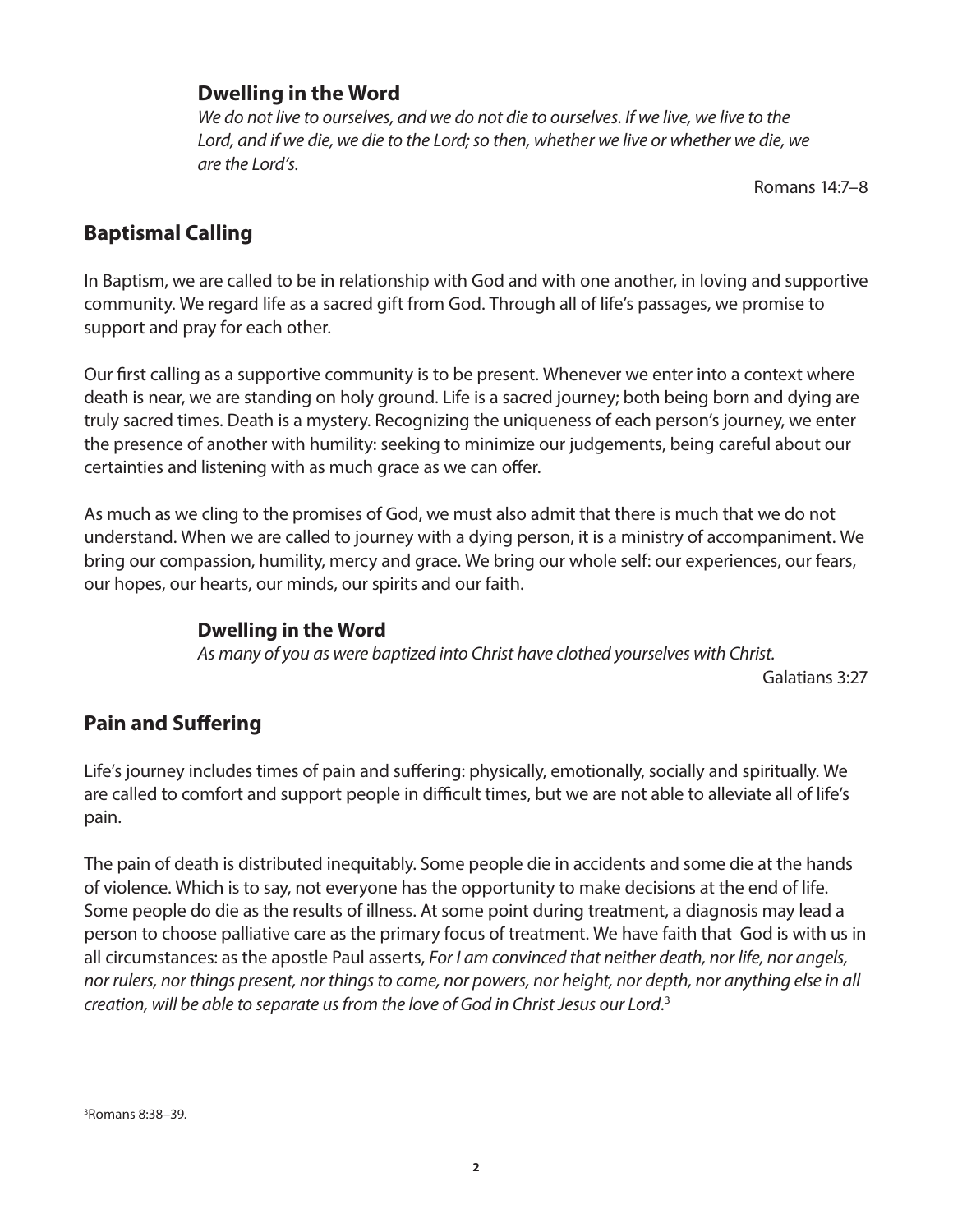### Dwelling in the Word

*We do not live to ourselves, and we do not die to ourselves. If we live, we live to the Lord, and if we die, we die to the Lord; so then, whether we live or whether we die, we are the Lord's.*

Romans 14:7–8

## Baptismal Calling

In Baptism, we are called to be in relationship with God and with one another, in loving and supportive community. We regard life as a sacred gift from God. Through all of life's passages, we promise to support and pray for each other.

Our first calling as a supportive community is to be present. Whenever we enter into a context where death is near, we are standing on holy ground. Life is a sacred journey; both being born and dying are truly sacred times. Death is a mystery. Recognizing the uniqueness of each person's journey, we enter the presence of another with humility: seeking to minimize our judgements, being careful about our certainties and listening with as much grace as we can offer.

As much as we cling to the promises of God, we must also admit that there is much that we do not understand. When we are called to journey with a dying person, it is a ministry of accompaniment. We bring our compassion, humility, mercy and grace. We bring our whole self: our experiences, our fears, our hopes, our hearts, our minds, our spirits and our faith.

### Dwelling in the Word

*As many of you as were baptized into Christ have clothed yourselves with Christ.*

Galatians 3:27

## Pain and Suffering

Life's journey includes times of pain and suffering: physically, emotionally, socially and spiritually. We are called to comfort and support people in difficult times, but we are not able to alleviate all of life's pain.

The pain of death is distributed inequitably. Some people die in accidents and some die at the hands of violence. Which is to say, not everyone has the opportunity to make decisions at the end of life. Some people do die as the results of illness. At some point during treatment, a diagnosis may lead a person to choose palliative care as the primary focus of treatment. We have faith that God is with us in all circumstances: as the apostle Paul asserts, *For I am convinced that neither death, nor life, nor angels, nor rulers, nor things present, nor things to come, nor powers, nor height, nor depth, nor anything else in all creation, will be able to separate us from the love of God in Christ Jesus our Lord.*[3]

[3] Romans 8:38–39.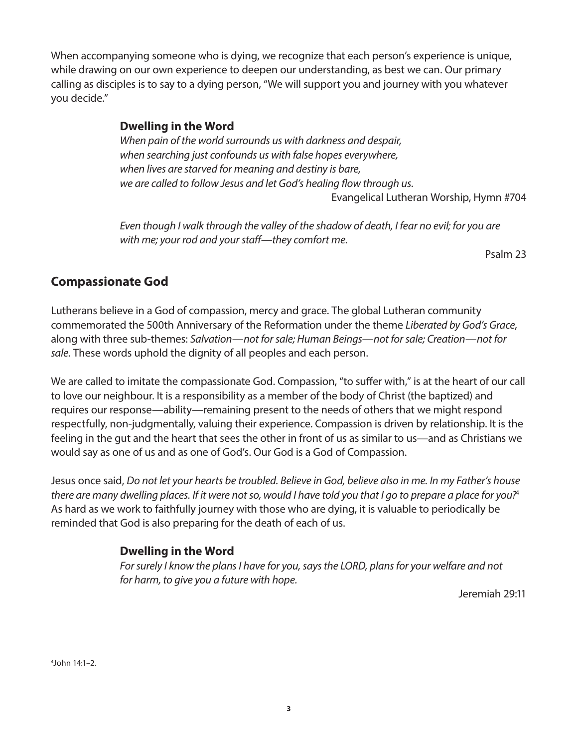When accompanying someone who is dying, we recognize that each person's experience is unique, while drawing on our own experience to deepen our understanding, as best we can. Our primary calling as disciples is to say to a dying person, "We will support you and journey with you whatever you decide."

### Dwelling in the Word

*When pain of the world surrounds us with darkness and despair,*
*when searching just confounds us with false hopes everywhere,*
*when lives are starved for meaning and destiny is bare,*
*we are called to follow Jesus and let God's healing flow through us.*

Evangelical Lutheran Worship, Hymn #704

*Even though I walk through the valley of the shadow of death, I fear no evil; for you are with me; your rod and your staff—they comfort me.*

Psalm 23

## Compassionate God

Lutherans believe in a God of compassion, mercy and grace. The global Lutheran community commemorated the 500th Anniversary of the Reformation under the theme *Liberated by God's Grace*, along with three sub-themes: *Salvation—not for sale; Human Beings—not for sale; Creation—not for sale.* These words uphold the dignity of all peoples and each person.

We are called to imitate the compassionate God. Compassion, "to suffer with," is at the heart of our call to love our neighbour. It is a responsibility as a member of the body of Christ (the baptized) and requires our response—ability—remaining present to the needs of others that we might respond respectfully, non-judgmentally, valuing their experience. Compassion is driven by relationship. It is the feeling in the gut and the heart that sees the other in front of us as similar to us—and as Christians we would say as one of us and as one of God's. Our God is a God of Compassion.

Jesus once said, *Do not let your hearts be troubled. Believe in God, believe also in me. In my Father's house there are many dwelling places. If it were not so, would I have told you that I go to prepare a place for you?*[4] As hard as we work to faithfully journey with those who are dying, it is valuable to periodically be reminded that God is also preparing for the death of each of us.

### Dwelling in the Word

*For surely I know the plans I have for you, says the LORD, plans for your welfare and not for harm, to give you a future with hope.*

Jeremiah 29:11

[4] John 14:1–2.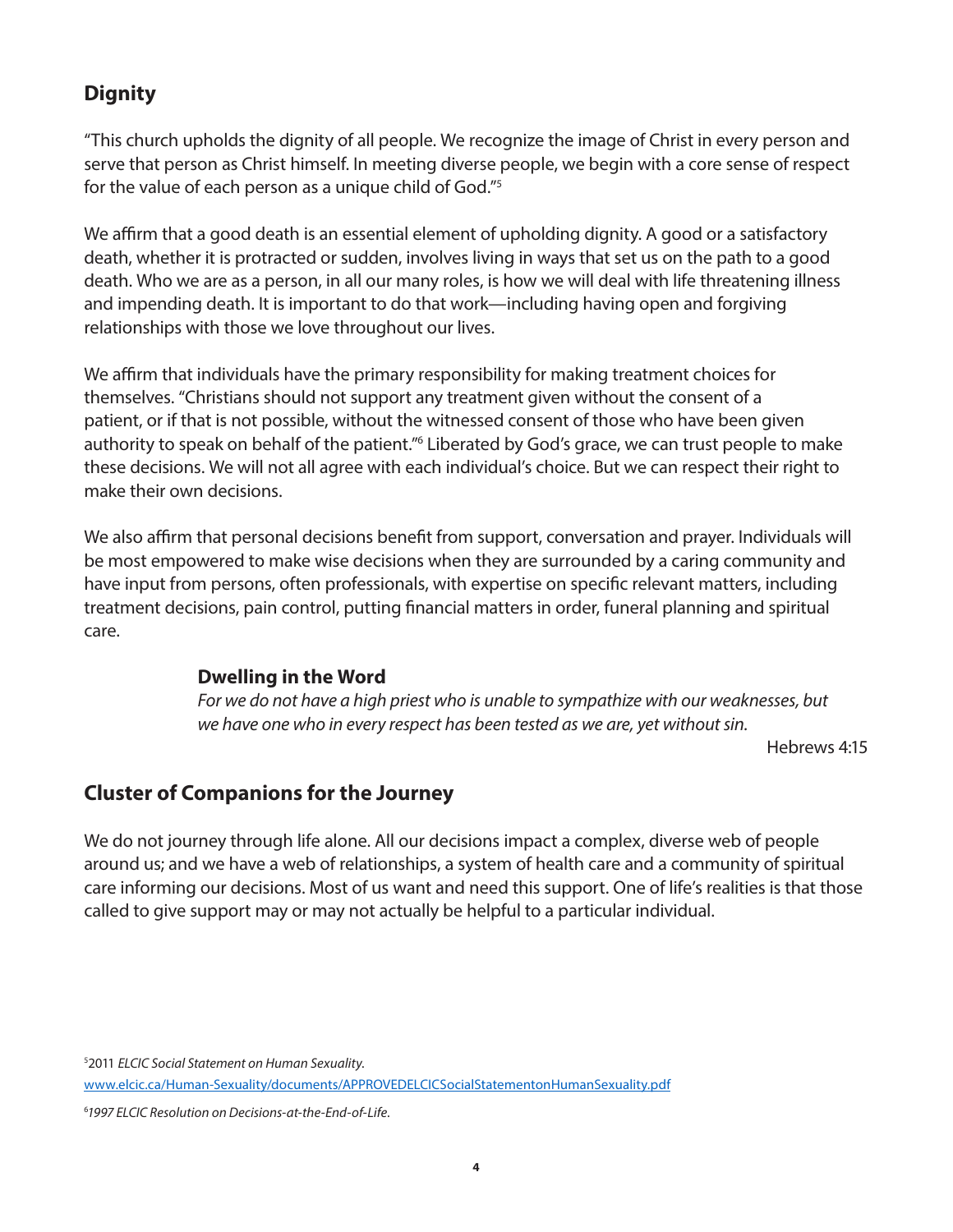## Dignity

"This church upholds the dignity of all people. We recognize the image of Christ in every person and serve that person as Christ himself. In meeting diverse people, we begin with a core sense of respect for the value of each person as a unique child of God."[5]

We affirm that a good death is an essential element of upholding dignity. A good or a satisfactory death, whether it is protracted or sudden, involves living in ways that set us on the path to a good death. Who we are as a person, in all our many roles, is how we will deal with life threatening illness and impending death. It is important to do that work—including having open and forgiving relationships with those we love throughout our lives.

We affirm that individuals have the primary responsibility for making treatment choices for themselves. "Christians should not support any treatment given without the consent of a patient, or if that is not possible, without the witnessed consent of those who have been given authority to speak on behalf of the patient."[6] Liberated by God's grace, we can trust people to make these decisions. We will not all agree with each individual's choice. But we can respect their right to make their own decisions.

We also affirm that personal decisions benefit from support, conversation and prayer. Individuals will be most empowered to make wise decisions when they are surrounded by a caring community and have input from persons, often professionals, with expertise on specific relevant matters, including treatment decisions, pain control, putting financial matters in order, funeral planning and spiritual care.

> **Dwelling in the Word**
>
> *For we do not have a high priest who is unable to sympathize with our weaknesses, but we have one who in every respect has been tested as we are, yet without sin.*
>
> Hebrews 4:15

## Cluster of Companions for the Journey

We do not journey through life alone. All our decisions impact a complex, diverse web of people around us; and we have a web of relationships, a system of health care and a community of spiritual care informing our decisions. Most of us want and need this support. One of life's realities is that those called to give support may or may not actually be helpful to a particular individual.

[5] 2011 *ELCIC Social Statement on Human Sexuality.* www.elcic.ca/Human-Sexuality/documents/APPROVEDELCICSocialStatementonHumanSexuality.pdf

[6] *1997 ELCIC Resolution on Decisions-at-the-End-of-Life.*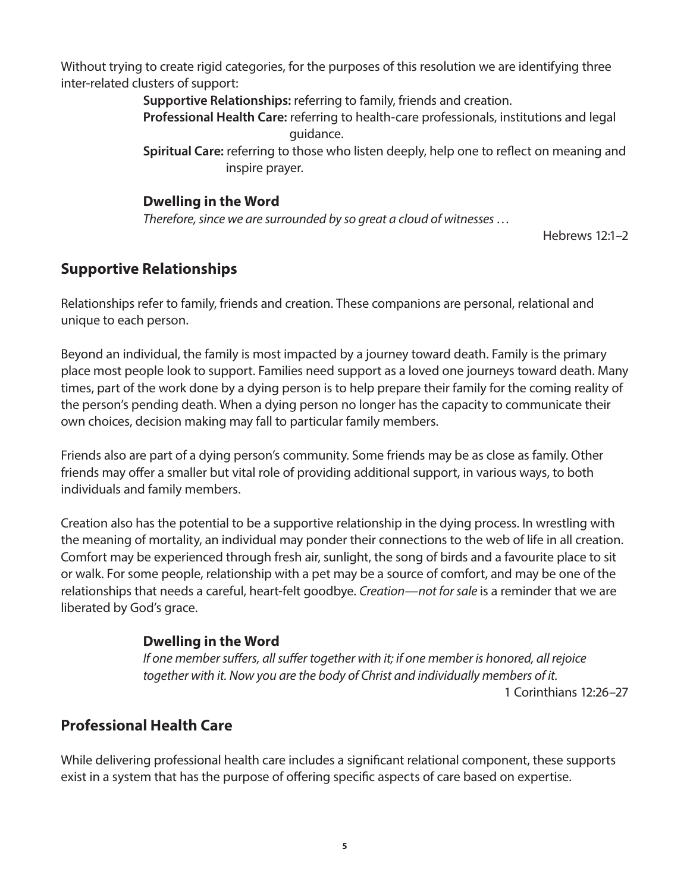Without trying to create rigid categories, for the purposes of this resolution we are identifying three inter-related clusters of support:

**Supportive Relationships:** referring to family, friends and creation.
**Professional Health Care:** referring to health-care professionals, institutions and legal guidance.
**Spiritual Care:** referring to those who listen deeply, help one to reflect on meaning and inspire prayer.

### Dwelling in the Word

*Therefore, since we are surrounded by so great a cloud of witnesses …*

Hebrews 12:1–2

## Supportive Relationships

Relationships refer to family, friends and creation. These companions are personal, relational and unique to each person.

Beyond an individual, the family is most impacted by a journey toward death. Family is the primary place most people look to support. Families need support as a loved one journeys toward death. Many times, part of the work done by a dying person is to help prepare their family for the coming reality of the person's pending death. When a dying person no longer has the capacity to communicate their own choices, decision making may fall to particular family members.

Friends also are part of a dying person's community. Some friends may be as close as family. Other friends may offer a smaller but vital role of providing additional support, in various ways, to both individuals and family members.

Creation also has the potential to be a supportive relationship in the dying process. In wrestling with the meaning of mortality, an individual may ponder their connections to the web of life in all creation. Comfort may be experienced through fresh air, sunlight, the song of birds and a favourite place to sit or walk. For some people, relationship with a pet may be a source of comfort, and may be one of the relationships that needs a careful, heart-felt goodbye. *Creation—not for sale* is a reminder that we are liberated by God's grace.

### Dwelling in the Word

*If one member suffers, all suffer together with it; if one member is honored, all rejoice together with it. Now you are the body of Christ and individually members of it.*

1 Corinthians 12:26–27

## Professional Health Care

While delivering professional health care includes a significant relational component, these supports exist in a system that has the purpose of offering specific aspects of care based on expertise.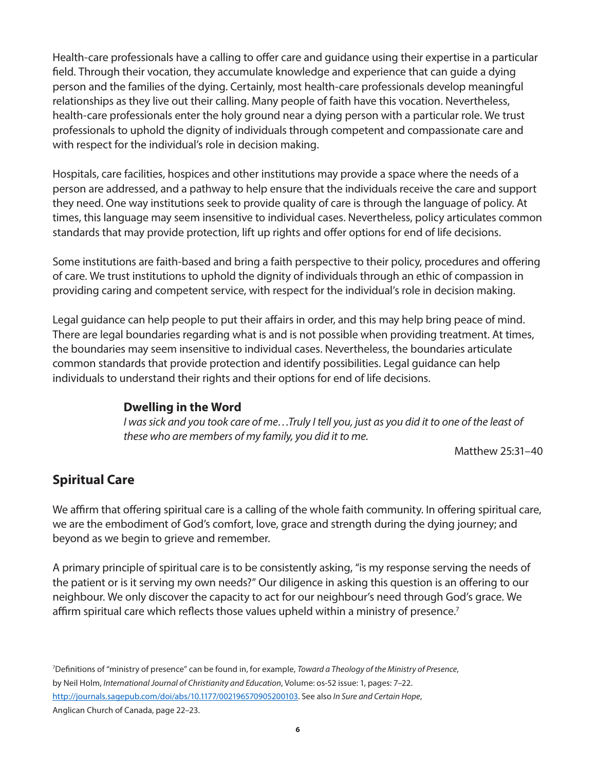Health-care professionals have a calling to offer care and guidance using their expertise in a particular field. Through their vocation, they accumulate knowledge and experience that can guide a dying person and the families of the dying. Certainly, most health-care professionals develop meaningful relationships as they live out their calling. Many people of faith have this vocation. Nevertheless, health-care professionals enter the holy ground near a dying person with a particular role. We trust professionals to uphold the dignity of individuals through competent and compassionate care and with respect for the individual's role in decision making.

Hospitals, care facilities, hospices and other institutions may provide a space where the needs of a person are addressed, and a pathway to help ensure that the individuals receive the care and support they need. One way institutions seek to provide quality of care is through the language of policy. At times, this language may seem insensitive to individual cases. Nevertheless, policy articulates common standards that may provide protection, lift up rights and offer options for end of life decisions.

Some institutions are faith-based and bring a faith perspective to their policy, procedures and offering of care. We trust institutions to uphold the dignity of individuals through an ethic of compassion in providing caring and competent service, with respect for the individual's role in decision making.

Legal guidance can help people to put their affairs in order, and this may help bring peace of mind. There are legal boundaries regarding what is and is not possible when providing treatment. At times, the boundaries may seem insensitive to individual cases. Nevertheless, the boundaries articulate common standards that provide protection and identify possibilities. Legal guidance can help individuals to understand their rights and their options for end of life decisions.

**Dwelling in the Word**

*I was sick and you took care of me…Truly I tell you, just as you did it to one of the least of these who are members of my family, you did it to me.*

Matthew 25:31–40

## Spiritual Care

We affirm that offering spiritual care is a calling of the whole faith community. In offering spiritual care, we are the embodiment of God's comfort, love, grace and strength during the dying journey; and beyond as we begin to grieve and remember.

A primary principle of spiritual care is to be consistently asking, "is my response serving the needs of the patient or is it serving my own needs?" Our diligence in asking this question is an offering to our neighbour. We only discover the capacity to act for our neighbour's need through God's grace. We affirm spiritual care which reflects those values upheld within a ministry of presence.[7]

[7]Definitions of "ministry of presence" can be found in, for example, *Toward a Theology of the Ministry of Presence*, by Neil Holm, *International Journal of Christianity and Education*, Volume: os-52 issue: 1, pages: 7–22. http://journals.sagepub.com/doi/abs/10.1177/002196570905200103. See also *In Sure and Certain Hope*, Anglican Church of Canada, page 22–23.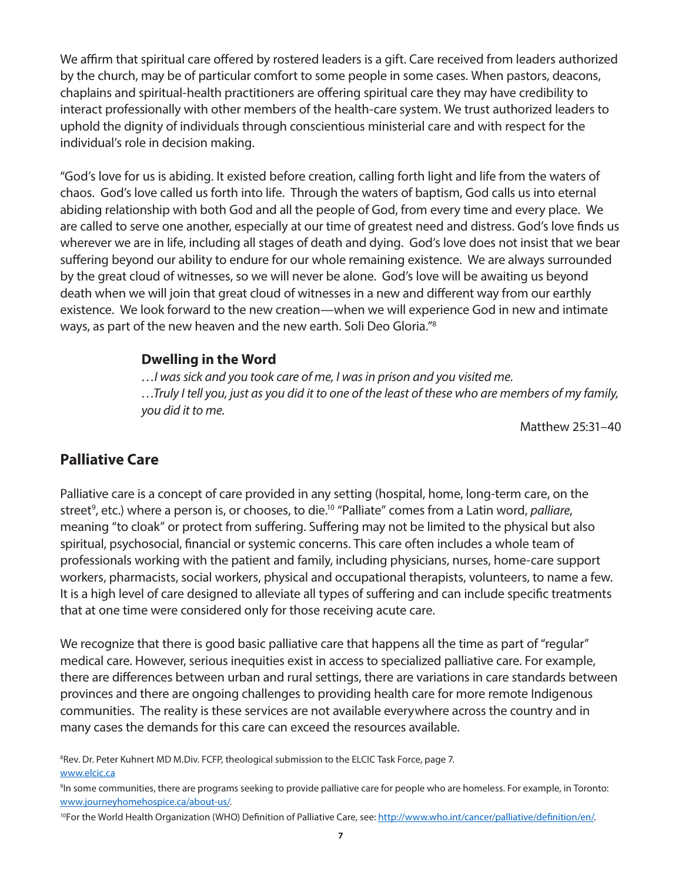We affirm that spiritual care offered by rostered leaders is a gift. Care received from leaders authorized by the church, may be of particular comfort to some people in some cases. When pastors, deacons, chaplains and spiritual-health practitioners are offering spiritual care they may have credibility to interact professionally with other members of the health-care system. We trust authorized leaders to uphold the dignity of individuals through conscientious ministerial care and with respect for the individual's role in decision making.

"God's love for us is abiding. It existed before creation, calling forth light and life from the waters of chaos. God's love called us forth into life. Through the waters of baptism, God calls us into eternal abiding relationship with both God and all the people of God, from every time and every place. We are called to serve one another, especially at our time of greatest need and distress. God's love finds us wherever we are in life, including all stages of death and dying. God's love does not insist that we bear suffering beyond our ability to endure for our whole remaining existence. We are always surrounded by the great cloud of witnesses, so we will never be alone. God's love will be awaiting us beyond death when we will join that great cloud of witnesses in a new and different way from our earthly existence. We look forward to the new creation—when we will experience God in new and intimate ways, as part of the new heaven and the new earth. Soli Deo Gloria."[8]

### Dwelling in the Word

*…I was sick and you took care of me, I was in prison and you visited me.*
*…Truly I tell you, just as you did it to one of the least of these who are members of my family, you did it to me.*

Matthew 25:31–40

## Palliative Care

Palliative care is a concept of care provided in any setting (hospital, home, long-term care, on the street[9], etc.) where a person is, or chooses, to die.[10] "Palliate" comes from a Latin word, *palliare*, meaning "to cloak" or protect from suffering. Suffering may not be limited to the physical but also spiritual, psychosocial, financial or systemic concerns. This care often includes a whole team of professionals working with the patient and family, including physicians, nurses, home-care support workers, pharmacists, social workers, physical and occupational therapists, volunteers, to name a few. It is a high level of care designed to alleviate all types of suffering and can include specific treatments that at one time were considered only for those receiving acute care.

We recognize that there is good basic palliative care that happens all the time as part of "regular" medical care. However, serious inequities exist in access to specialized palliative care. For example, there are differences between urban and rural settings, there are variations in care standards between provinces and there are ongoing challenges to providing health care for more remote Indigenous communities. The reality is these services are not available everywhere across the country and in many cases the demands for this care can exceed the resources available.

[8] Rev. Dr. Peter Kuhnert MD M.Div. FCFP, theological submission to the ELCIC Task Force, page 7. www.elcic.ca

[9] In some communities, there are programs seeking to provide palliative care for people who are homeless. For example, in Toronto: www.journeyhomehospice.ca/about-us/.

[10] For the World Health Organization (WHO) Definition of Palliative Care, see: http://www.who.int/cancer/palliative/definition/en/.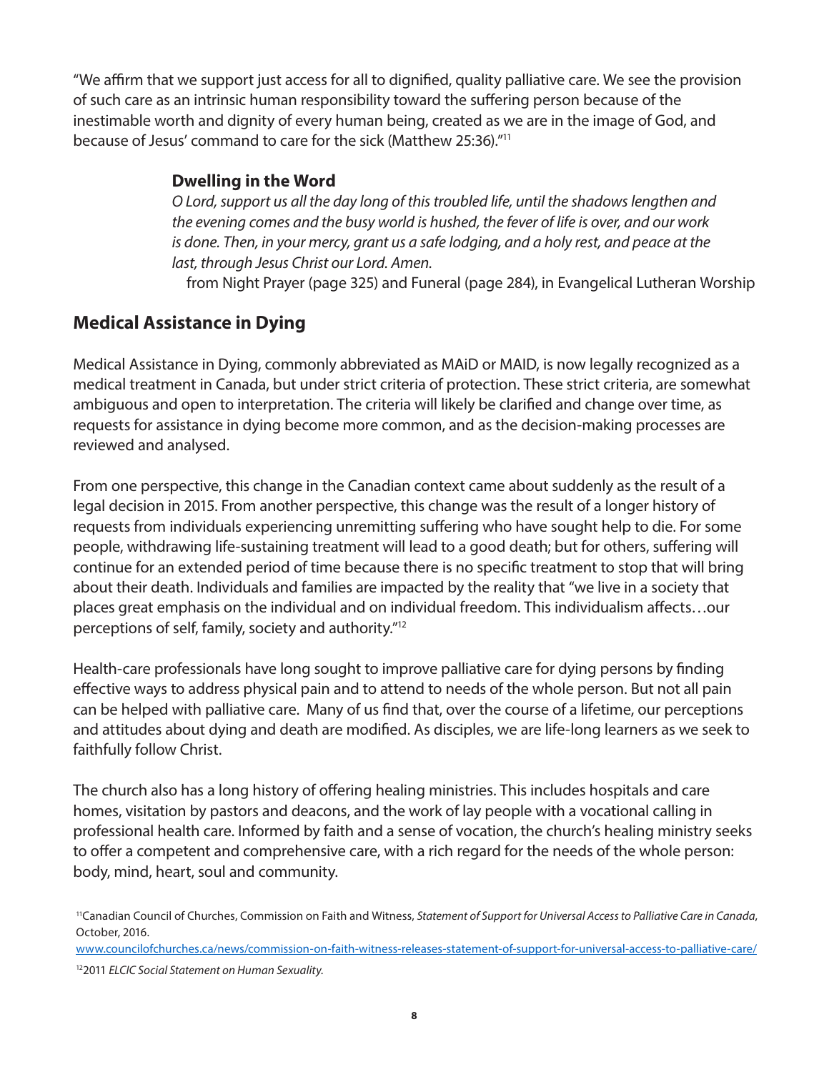"We affirm that we support just access for all to dignified, quality palliative care. We see the provision of such care as an intrinsic human responsibility toward the suffering person because of the inestimable worth and dignity of every human being, created as we are in the image of God, and because of Jesus' command to care for the sick (Matthew 25:36)."[11]

> **Dwelling in the Word**
>
> *O Lord, support us all the day long of this troubled life, until the shadows lengthen and the evening comes and the busy world is hushed, the fever of life is over, and our work is done. Then, in your mercy, grant us a safe lodging, and a holy rest, and peace at the last, through Jesus Christ our Lord. Amen.*
>
> from Night Prayer (page 325) and Funeral (page 284), in Evangelical Lutheran Worship

## Medical Assistance in Dying

Medical Assistance in Dying, commonly abbreviated as MAiD or MAID, is now legally recognized as a medical treatment in Canada, but under strict criteria of protection. These strict criteria, are somewhat ambiguous and open to interpretation. The criteria will likely be clarified and change over time, as requests for assistance in dying become more common, and as the decision-making processes are reviewed and analysed.

From one perspective, this change in the Canadian context came about suddenly as the result of a legal decision in 2015. From another perspective, this change was the result of a longer history of requests from individuals experiencing unremitting suffering who have sought help to die. For some people, withdrawing life-sustaining treatment will lead to a good death; but for others, suffering will continue for an extended period of time because there is no specific treatment to stop that will bring about their death. Individuals and families are impacted by the reality that "we live in a society that places great emphasis on the individual and on individual freedom. This individualism affects…our perceptions of self, family, society and authority."[12]

Health-care professionals have long sought to improve palliative care for dying persons by finding effective ways to address physical pain and to attend to needs of the whole person. But not all pain can be helped with palliative care. Many of us find that, over the course of a lifetime, our perceptions and attitudes about dying and death are modified. As disciples, we are life-long learners as we seek to faithfully follow Christ.

The church also has a long history of offering healing ministries. This includes hospitals and care homes, visitation by pastors and deacons, and the work of lay people with a vocational calling in professional health care. Informed by faith and a sense of vocation, the church's healing ministry seeks to offer a competent and comprehensive care, with a rich regard for the needs of the whole person: body, mind, heart, soul and community.

[11] Canadian Council of Churches, Commission on Faith and Witness, *Statement of Support for Universal Access to Palliative Care in Canada*, October, 2016.
www.councilofchurches.ca/news/commission-on-faith-witness-releases-statement-of-support-for-universal-access-to-palliative-care/

[12] 2011 *ELCIC Social Statement on Human Sexuality.*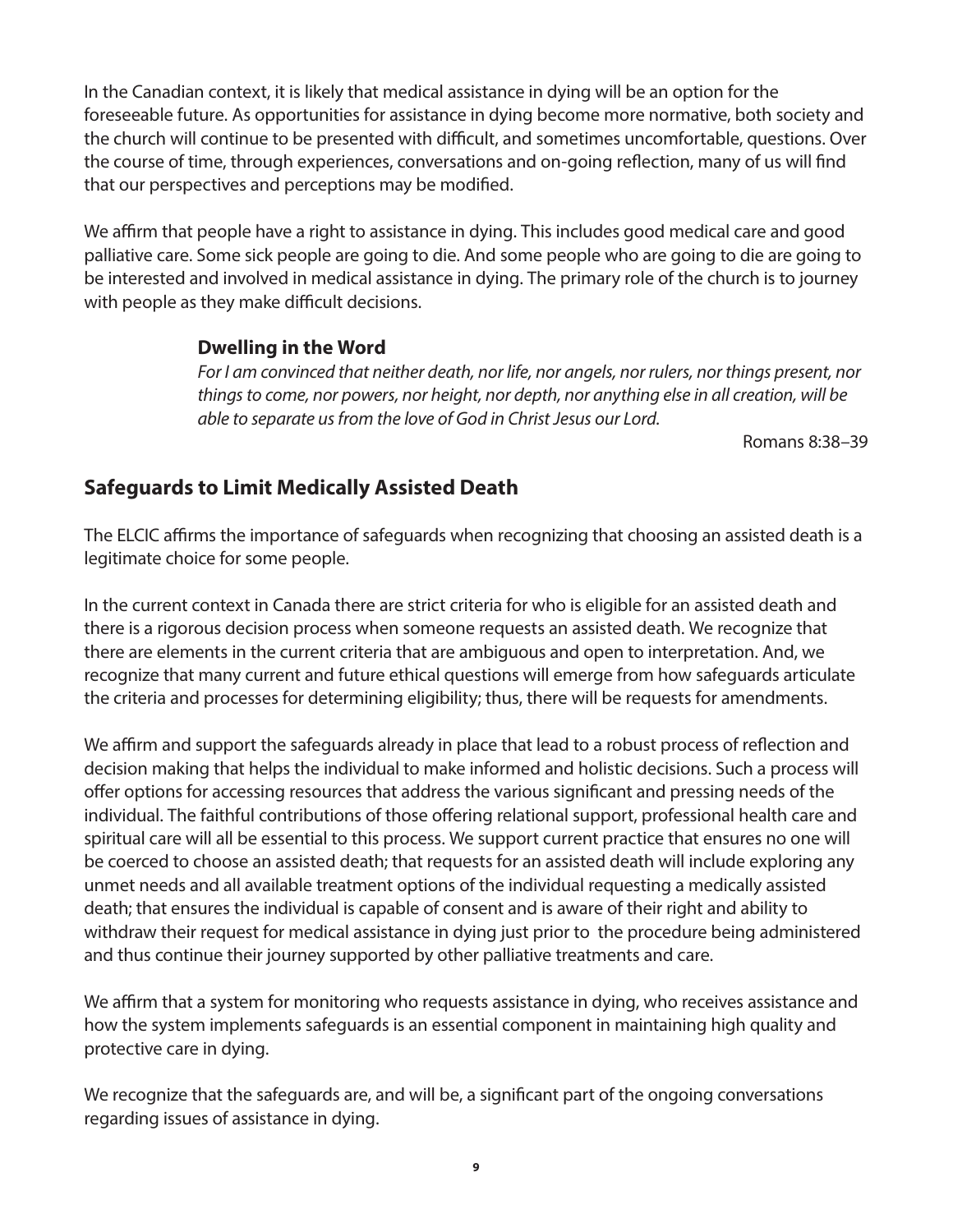In the Canadian context, it is likely that medical assistance in dying will be an option for the foreseeable future. As opportunities for assistance in dying become more normative, both society and the church will continue to be presented with difficult, and sometimes uncomfortable, questions. Over the course of time, through experiences, conversations and on-going reflection, many of us will find that our perspectives and perceptions may be modified.

We affirm that people have a right to assistance in dying. This includes good medical care and good palliative care. Some sick people are going to die. And some people who are going to die are going to be interested and involved in medical assistance in dying. The primary role of the church is to journey with people as they make difficult decisions.

> **Dwelling in the Word**
>
> *For I am convinced that neither death, nor life, nor angels, nor rulers, nor things present, nor things to come, nor powers, nor height, nor depth, nor anything else in all creation, will be able to separate us from the love of God in Christ Jesus our Lord.*
>
> Romans 8:38–39

## Safeguards to Limit Medically Assisted Death

The ELCIC affirms the importance of safeguards when recognizing that choosing an assisted death is a legitimate choice for some people.

In the current context in Canada there are strict criteria for who is eligible for an assisted death and there is a rigorous decision process when someone requests an assisted death. We recognize that there are elements in the current criteria that are ambiguous and open to interpretation. And, we recognize that many current and future ethical questions will emerge from how safeguards articulate the criteria and processes for determining eligibility; thus, there will be requests for amendments.

We affirm and support the safeguards already in place that lead to a robust process of reflection and decision making that helps the individual to make informed and holistic decisions. Such a process will offer options for accessing resources that address the various significant and pressing needs of the individual. The faithful contributions of those offering relational support, professional health care and spiritual care will all be essential to this process. We support current practice that ensures no one will be coerced to choose an assisted death; that requests for an assisted death will include exploring any unmet needs and all available treatment options of the individual requesting a medically assisted death; that ensures the individual is capable of consent and is aware of their right and ability to withdraw their request for medical assistance in dying just prior to the procedure being administered and thus continue their journey supported by other palliative treatments and care.

We affirm that a system for monitoring who requests assistance in dying, who receives assistance and how the system implements safeguards is an essential component in maintaining high quality and protective care in dying.

We recognize that the safeguards are, and will be, a significant part of the ongoing conversations regarding issues of assistance in dying.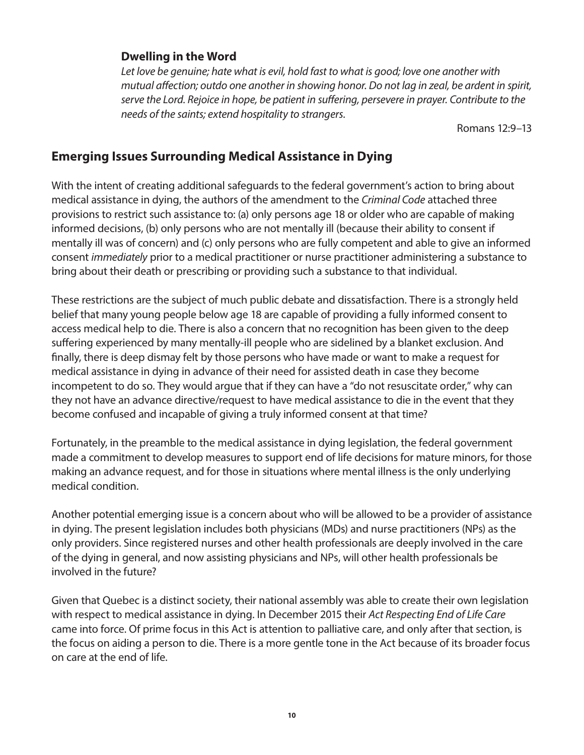### Dwelling in the Word

*Let love be genuine; hate what is evil, hold fast to what is good; love one another with mutual affection; outdo one another in showing honor. Do not lag in zeal, be ardent in spirit, serve the Lord. Rejoice in hope, be patient in suffering, persevere in prayer. Contribute to the needs of the saints; extend hospitality to strangers.*

Romans 12:9–13

## Emerging Issues Surrounding Medical Assistance in Dying

With the intent of creating additional safeguards to the federal government's action to bring about medical assistance in dying, the authors of the amendment to the *Criminal Code* attached three provisions to restrict such assistance to: (a) only persons age 18 or older who are capable of making informed decisions, (b) only persons who are not mentally ill (because their ability to consent if mentally ill was of concern) and (c) only persons who are fully competent and able to give an informed consent *immediately* prior to a medical practitioner or nurse practitioner administering a substance to bring about their death or prescribing or providing such a substance to that individual.

These restrictions are the subject of much public debate and dissatisfaction. There is a strongly held belief that many young people below age 18 are capable of providing a fully informed consent to access medical help to die. There is also a concern that no recognition has been given to the deep suffering experienced by many mentally-ill people who are sidelined by a blanket exclusion. And finally, there is deep dismay felt by those persons who have made or want to make a request for medical assistance in dying in advance of their need for assisted death in case they become incompetent to do so. They would argue that if they can have a "do not resuscitate order," why can they not have an advance directive/request to have medical assistance to die in the event that they become confused and incapable of giving a truly informed consent at that time?

Fortunately, in the preamble to the medical assistance in dying legislation, the federal government made a commitment to develop measures to support end of life decisions for mature minors, for those making an advance request, and for those in situations where mental illness is the only underlying medical condition.

Another potential emerging issue is a concern about who will be allowed to be a provider of assistance in dying. The present legislation includes both physicians (MDs) and nurse practitioners (NPs) as the only providers. Since registered nurses and other health professionals are deeply involved in the care of the dying in general, and now assisting physicians and NPs, will other health professionals be involved in the future?

Given that Quebec is a distinct society, their national assembly was able to create their own legislation with respect to medical assistance in dying. In December 2015 their *Act Respecting End of Life Care* came into force. Of prime focus in this Act is attention to palliative care, and only after that section, is the focus on aiding a person to die. There is a more gentle tone in the Act because of its broader focus on care at the end of life.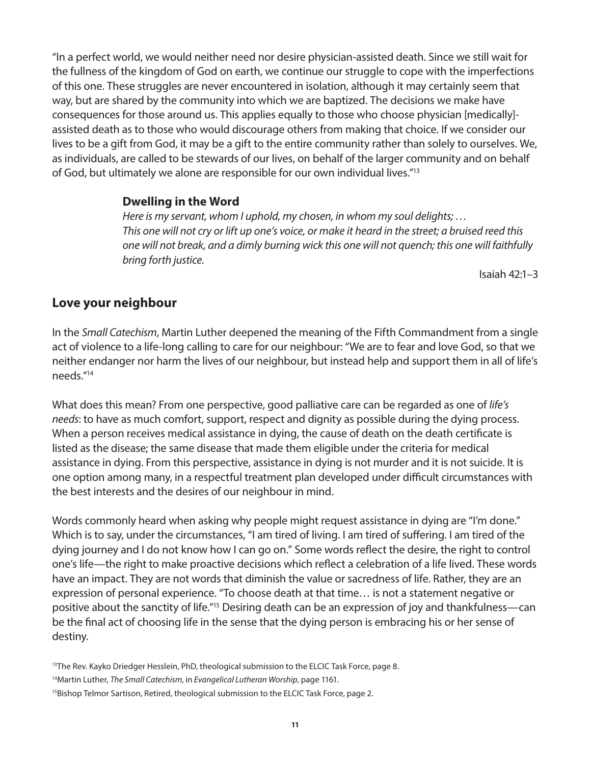"In a perfect world, we would neither need nor desire physician-assisted death. Since we still wait for the fullness of the kingdom of God on earth, we continue our struggle to cope with the imperfections of this one. These struggles are never encountered in isolation, although it may certainly seem that way, but are shared by the community into which we are baptized. The decisions we make have consequences for those around us. This applies equally to those who choose physician [medically]-assisted death as to those who would discourage others from making that choice. If we consider our lives to be a gift from God, it may be a gift to the entire community rather than solely to ourselves. We, as individuals, are called to be stewards of our lives, on behalf of the larger community and on behalf of God, but ultimately we alone are responsible for our own individual lives."[13]

### Dwelling in the Word

*Here is my servant, whom I uphold, my chosen, in whom my soul delights; … This one will not cry or lift up one's voice, or make it heard in the street; a bruised reed this one will not break, and a dimly burning wick this one will not quench; this one will faithfully bring forth justice.*

Isaiah 42:1–3

## Love your neighbour

In the *Small Catechism*, Martin Luther deepened the meaning of the Fifth Commandment from a single act of violence to a life-long calling to care for our neighbour: "We are to fear and love God, so that we neither endanger nor harm the lives of our neighbour, but instead help and support them in all of life's needs."[14]

What does this mean? From one perspective, good palliative care can be regarded as one of *life's needs*: to have as much comfort, support, respect and dignity as possible during the dying process. When a person receives medical assistance in dying, the cause of death on the death certificate is listed as the disease; the same disease that made them eligible under the criteria for medical assistance in dying. From this perspective, assistance in dying is not murder and it is not suicide. It is one option among many, in a respectful treatment plan developed under difficult circumstances with the best interests and the desires of our neighbour in mind.

Words commonly heard when asking why people might request assistance in dying are "I'm done." Which is to say, under the circumstances, "I am tired of living. I am tired of suffering. I am tired of the dying journey and I do not know how I can go on." Some words reflect the desire, the right to control one's life—the right to make proactive decisions which reflect a celebration of a life lived. These words have an impact. They are not words that diminish the value or sacredness of life. Rather, they are an expression of personal experience. "To choose death at that time… is not a statement negative or positive about the sanctity of life."[15] Desiring death can be an expression of joy and thankfulness—can be the final act of choosing life in the sense that the dying person is embracing his or her sense of destiny.

[13]The Rev. Kayko Driedger Hesslein, PhD, theological submission to the ELCIC Task Force, page 8.

[14]Martin Luther, *The Small Catechism,* in *Evangelical Lutheran Worship*, page 1161.

[15]Bishop Telmor Sartison, Retired, theological submission to the ELCIC Task Force, page 2.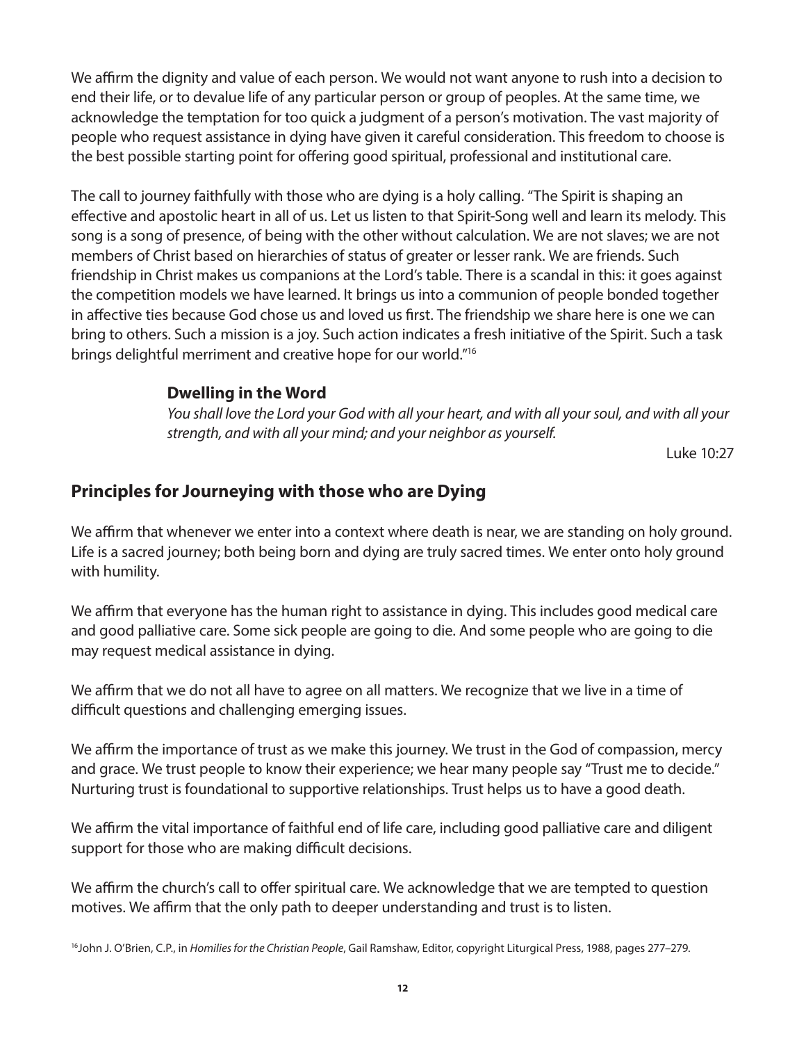We affirm the dignity and value of each person. We would not want anyone to rush into a decision to end their life, or to devalue life of any particular person or group of peoples. At the same time, we acknowledge the temptation for too quick a judgment of a person's motivation. The vast majority of people who request assistance in dying have given it careful consideration. This freedom to choose is the best possible starting point for offering good spiritual, professional and institutional care.

The call to journey faithfully with those who are dying is a holy calling. "The Spirit is shaping an effective and apostolic heart in all of us. Let us listen to that Spirit-Song well and learn its melody. This song is a song of presence, of being with the other without calculation. We are not slaves; we are not members of Christ based on hierarchies of status of greater or lesser rank. We are friends. Such friendship in Christ makes us companions at the Lord's table. There is a scandal in this: it goes against the competition models we have learned. It brings us into a communion of people bonded together in affective ties because God chose us and loved us first. The friendship we share here is one we can bring to others. Such a mission is a joy. Such action indicates a fresh initiative of the Spirit. Such a task brings delightful merriment and creative hope for our world."[16]

**Dwelling in the Word**

*You shall love the Lord your God with all your heart, and with all your soul, and with all your strength, and with all your mind; and your neighbor as yourself.*

Luke 10:27

## Principles for Journeying with those who are Dying

We affirm that whenever we enter into a context where death is near, we are standing on holy ground. Life is a sacred journey; both being born and dying are truly sacred times. We enter onto holy ground with humility.

We affirm that everyone has the human right to assistance in dying. This includes good medical care and good palliative care. Some sick people are going to die. And some people who are going to die may request medical assistance in dying.

We affirm that we do not all have to agree on all matters. We recognize that we live in a time of difficult questions and challenging emerging issues.

We affirm the importance of trust as we make this journey. We trust in the God of compassion, mercy and grace. We trust people to know their experience; we hear many people say "Trust me to decide." Nurturing trust is foundational to supportive relationships. Trust helps us to have a good death.

We affirm the vital importance of faithful end of life care, including good palliative care and diligent support for those who are making difficult decisions.

We affirm the church's call to offer spiritual care. We acknowledge that we are tempted to question motives. We affirm that the only path to deeper understanding and trust is to listen.

[16] John J. O'Brien, C.P., in *Homilies for the Christian People*, Gail Ramshaw, Editor, copyright Liturgical Press, 1988, pages 277–279.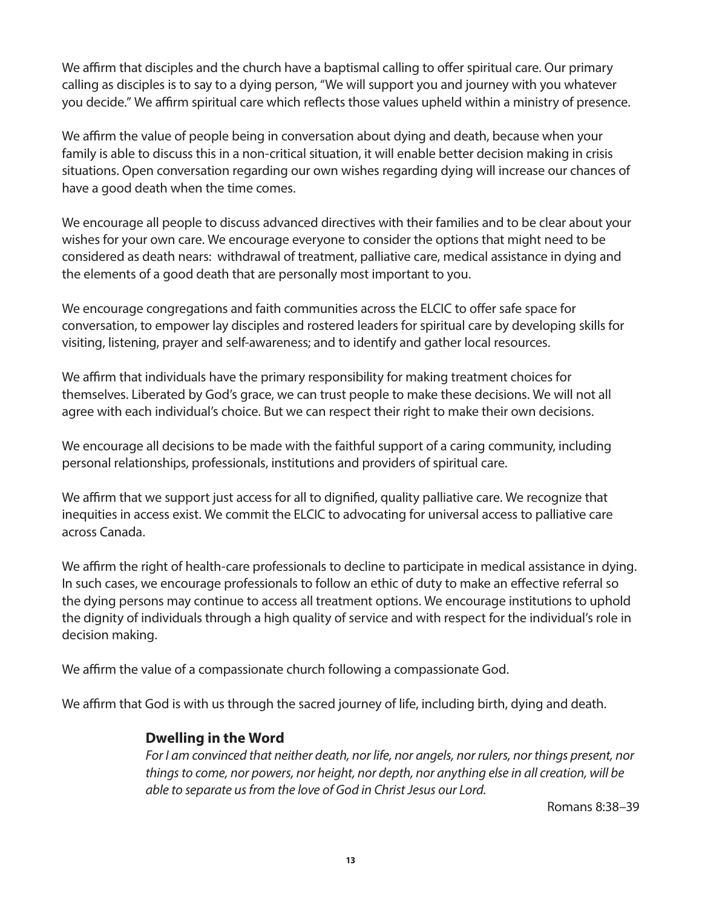We affirm that disciples and the church have a baptismal calling to offer spiritual care. Our primary calling as disciples is to say to a dying person, "We will support you and journey with you whatever you decide." We affirm spiritual care which reflects those values upheld within a ministry of presence.

We affirm the value of people being in conversation about dying and death, because when your family is able to discuss this in a non-critical situation, it will enable better decision making in crisis situations. Open conversation regarding our own wishes regarding dying will increase our chances of have a good death when the time comes.

We encourage all people to discuss advanced directives with their families and to be clear about your wishes for your own care. We encourage everyone to consider the options that might need to be considered as death nears: withdrawal of treatment, palliative care, medical assistance in dying and the elements of a good death that are personally most important to you.

We encourage congregations and faith communities across the ELCIC to offer safe space for conversation, to empower lay disciples and rostered leaders for spiritual care by developing skills for visiting, listening, prayer and self-awareness; and to identify and gather local resources.

We affirm that individuals have the primary responsibility for making treatment choices for themselves. Liberated by God's grace, we can trust people to make these decisions. We will not all agree with each individual's choice. But we can respect their right to make their own decisions.

We encourage all decisions to be made with the faithful support of a caring community, including personal relationships, professionals, institutions and providers of spiritual care.

We affirm that we support just access for all to dignified, quality palliative care. We recognize that inequities in access exist. We commit the ELCIC to advocating for universal access to palliative care across Canada.

We affirm the right of health-care professionals to decline to participate in medical assistance in dying. In such cases, we encourage professionals to follow an ethic of duty to make an effective referral so the dying persons may continue to access all treatment options. We encourage institutions to uphold the dignity of individuals through a high quality of service and with respect for the individual's role in decision making.

We affirm the value of a compassionate church following a compassionate God.

We affirm that God is with us through the sacred journey of life, including birth, dying and death.

### Dwelling in the Word

*For I am convinced that neither death, nor life, nor angels, nor rulers, nor things present, nor things to come, nor powers, nor height, nor depth, nor anything else in all creation, will be able to separate us from the love of God in Christ Jesus our Lord.*

Romans 8:38–39